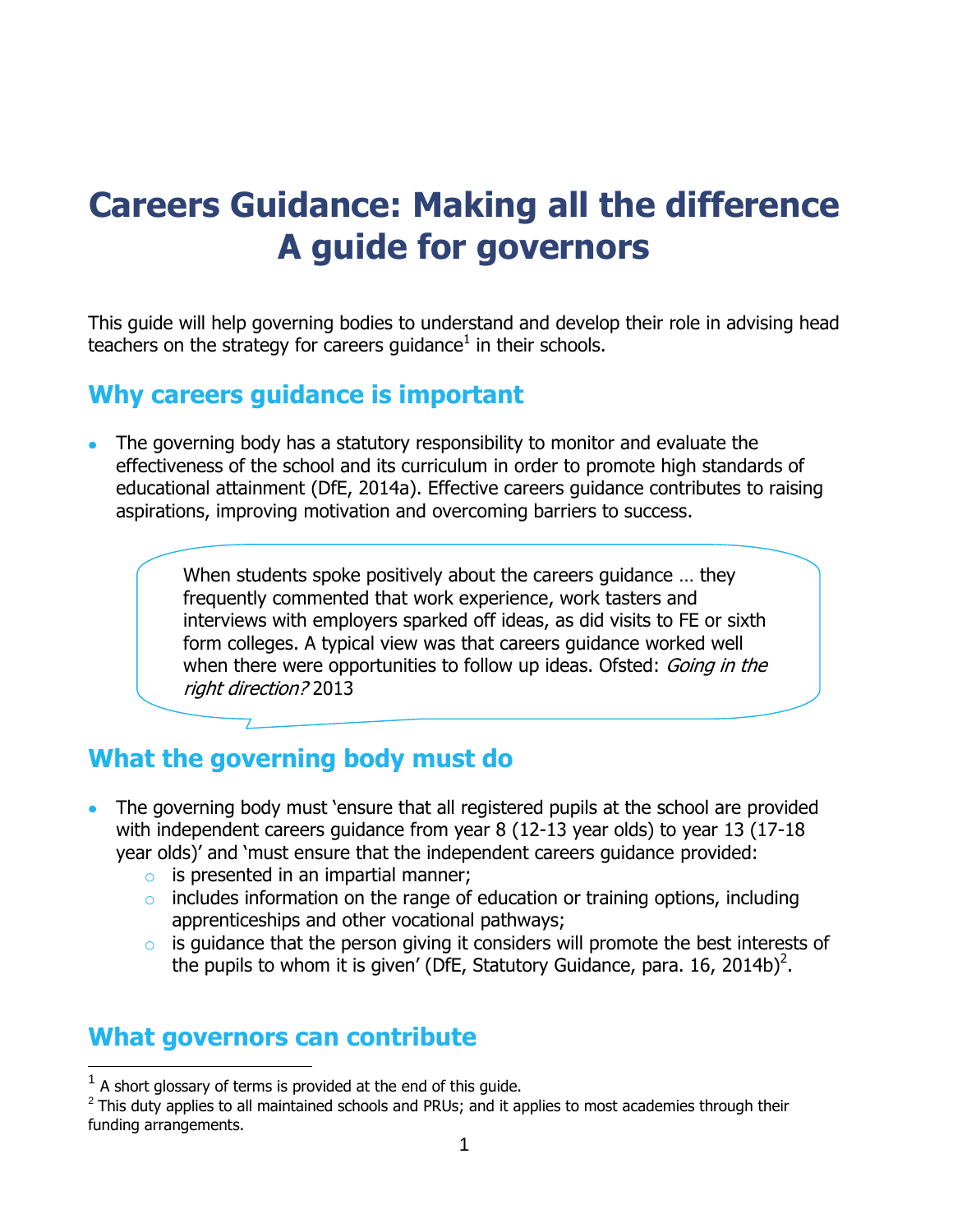# Careers Guidance: Making all the difference
# A guide for governors

This guide will help governing bodies to understand and develop their role in advising head teachers on the strategy for careers guidance[1] in their schools.

## Why careers guidance is important

- The governing body has a statutory responsibility to monitor and evaluate the effectiveness of the school and its curriculum in order to promote high standards of educational attainment (DfE, 2014a). Effective careers guidance contributes to raising aspirations, improving motivation and overcoming barriers to success.

> When students spoke positively about the careers guidance … they frequently commented that work experience, work tasters and interviews with employers sparked off ideas, as did visits to FE or sixth form colleges. A typical view was that careers guidance worked well when there were opportunities to follow up ideas. Ofsted: *Going in the right direction?* 2013

## What the governing body must do

- The governing body must 'ensure that all registered pupils at the school are provided with independent careers guidance from year 8 (12-13 year olds) to year 13 (17-18 year olds)' and 'must ensure that the independent careers guidance provided:
  - is presented in an impartial manner;
  - includes information on the range of education or training options, including apprenticeships and other vocational pathways;
  - is guidance that the person giving it considers will promote the best interests of the pupils to whom it is given' (DfE, Statutory Guidance, para. 16, 2014b)[2].

## What governors can contribute

[1] A short glossary of terms is provided at the end of this guide.

[2] This duty applies to all maintained schools and PRUs; and it applies to most academies through their funding arrangements.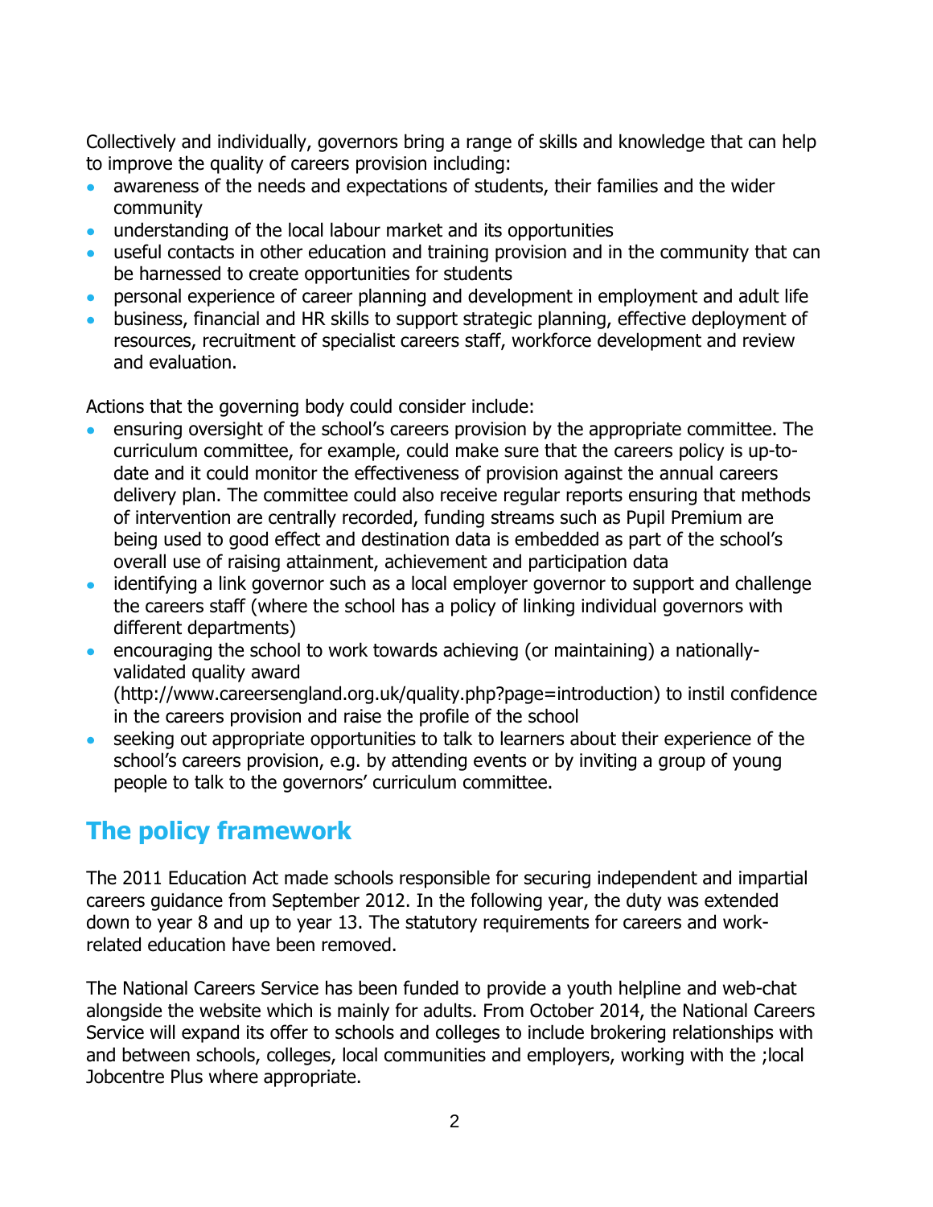Collectively and individually, governors bring a range of skills and knowledge that can help to improve the quality of careers provision including:

- awareness of the needs and expectations of students, their families and the wider community
- understanding of the local labour market and its opportunities
- useful contacts in other education and training provision and in the community that can be harnessed to create opportunities for students
- personal experience of career planning and development in employment and adult life
- business, financial and HR skills to support strategic planning, effective deployment of resources, recruitment of specialist careers staff, workforce development and review and evaluation.

Actions that the governing body could consider include:

- ensuring oversight of the school's careers provision by the appropriate committee. The curriculum committee, for example, could make sure that the careers policy is up-to-date and it could monitor the effectiveness of provision against the annual careers delivery plan. The committee could also receive regular reports ensuring that methods of intervention are centrally recorded, funding streams such as Pupil Premium are being used to good effect and destination data is embedded as part of the school's overall use of raising attainment, achievement and participation data
- identifying a link governor such as a local employer governor to support and challenge the careers staff (where the school has a policy of linking individual governors with different departments)
- encouraging the school to work towards achieving (or maintaining) a nationally-validated quality award (http://www.careersengland.org.uk/quality.php?page=introduction) to instil confidence in the careers provision and raise the profile of the school
- seeking out appropriate opportunities to talk to learners about their experience of the school's careers provision, e.g. by attending events or by inviting a group of young people to talk to the governors' curriculum committee.

## The policy framework

The 2011 Education Act made schools responsible for securing independent and impartial careers guidance from September 2012. In the following year, the duty was extended down to year 8 and up to year 13. The statutory requirements for careers and work-related education have been removed.

The National Careers Service has been funded to provide a youth helpline and web-chat alongside the website which is mainly for adults. From October 2014, the National Careers Service will expand its offer to schools and colleges to include brokering relationships with and between schools, colleges, local communities and employers, working with the ;local Jobcentre Plus where appropriate.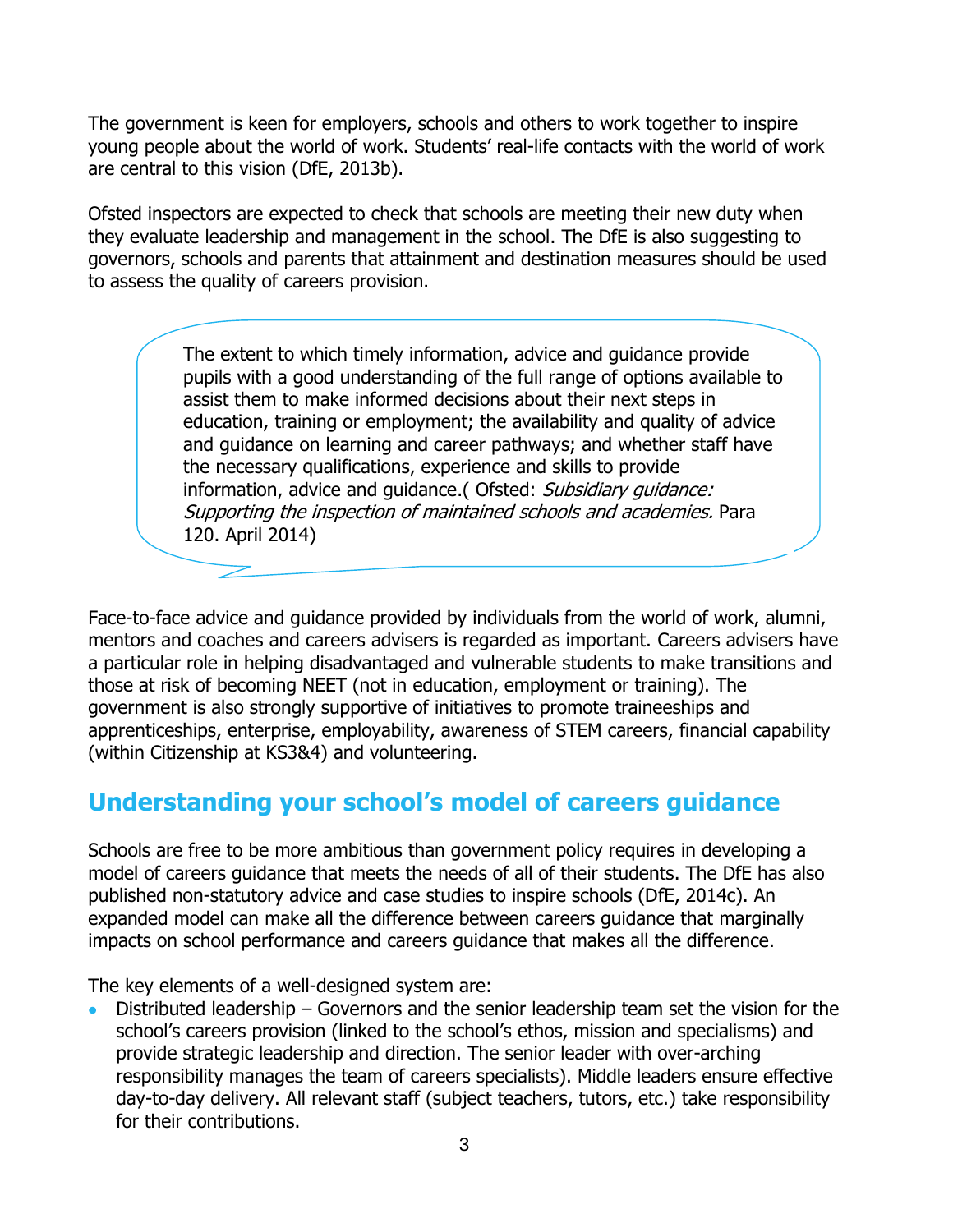The government is keen for employers, schools and others to work together to inspire young people about the world of work. Students' real-life contacts with the world of work are central to this vision (DfE, 2013b).

Ofsted inspectors are expected to check that schools are meeting their new duty when they evaluate leadership and management in the school. The DfE is also suggesting to governors, schools and parents that attainment and destination measures should be used to assess the quality of careers provision.

> The extent to which timely information, advice and guidance provide pupils with a good understanding of the full range of options available to assist them to make informed decisions about their next steps in education, training or employment; the availability and quality of advice and guidance on learning and career pathways; and whether staff have the necessary qualifications, experience and skills to provide information, advice and guidance.( Ofsted: *Subsidiary guidance: Supporting the inspection of maintained schools and academies.* Para 120. April 2014)

Face-to-face advice and guidance provided by individuals from the world of work, alumni, mentors and coaches and careers advisers is regarded as important. Careers advisers have a particular role in helping disadvantaged and vulnerable students to make transitions and those at risk of becoming NEET (not in education, employment or training). The government is also strongly supportive of initiatives to promote traineeships and apprenticeships, enterprise, employability, awareness of STEM careers, financial capability (within Citizenship at KS3&4) and volunteering.

## Understanding your school's model of careers guidance

Schools are free to be more ambitious than government policy requires in developing a model of careers guidance that meets the needs of all of their students. The DfE has also published non-statutory advice and case studies to inspire schools (DfE, 2014c). An expanded model can make all the difference between careers guidance that marginally impacts on school performance and careers guidance that makes all the difference.

The key elements of a well-designed system are:

- Distributed leadership – Governors and the senior leadership team set the vision for the school's careers provision (linked to the school's ethos, mission and specialisms) and provide strategic leadership and direction. The senior leader with over-arching responsibility manages the team of careers specialists). Middle leaders ensure effective day-to-day delivery. All relevant staff (subject teachers, tutors, etc.) take responsibility for their contributions.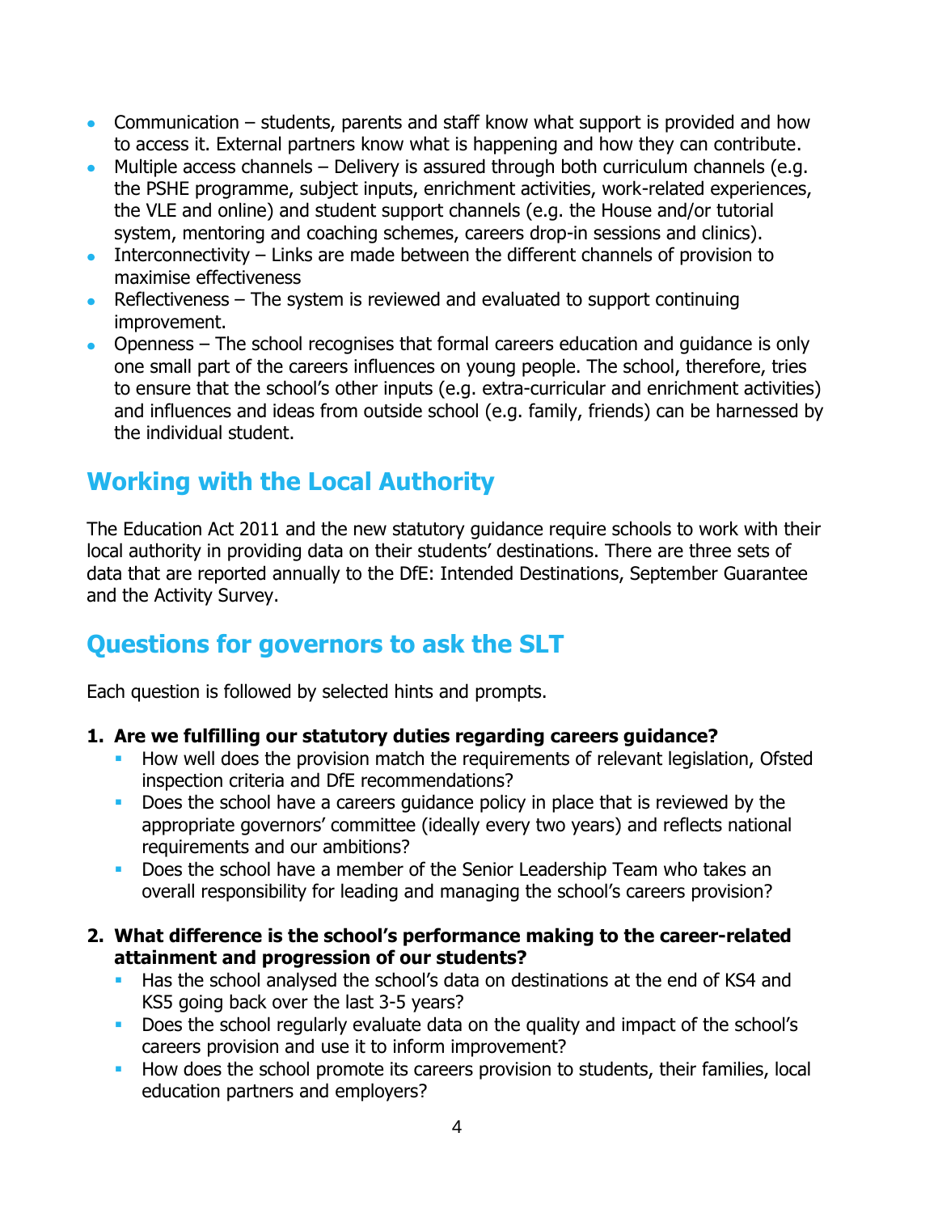- Communication – students, parents and staff know what support is provided and how to access it. External partners know what is happening and how they can contribute.
- Multiple access channels – Delivery is assured through both curriculum channels (e.g. the PSHE programme, subject inputs, enrichment activities, work-related experiences, the VLE and online) and student support channels (e.g. the House and/or tutorial system, mentoring and coaching schemes, careers drop-in sessions and clinics).
- Interconnectivity – Links are made between the different channels of provision to maximise effectiveness
- Reflectiveness – The system is reviewed and evaluated to support continuing improvement.
- Openness – The school recognises that formal careers education and guidance is only one small part of the careers influences on young people. The school, therefore, tries to ensure that the school's other inputs (e.g. extra-curricular and enrichment activities) and influences and ideas from outside school (e.g. family, friends) can be harnessed by the individual student.

## Working with the Local Authority

The Education Act 2011 and the new statutory guidance require schools to work with their local authority in providing data on their students' destinations. There are three sets of data that are reported annually to the DfE: Intended Destinations, September Guarantee and the Activity Survey.

## Questions for governors to ask the SLT

Each question is followed by selected hints and prompts.

1. **Are we fulfilling our statutory duties regarding careers guidance?**
   - How well does the provision match the requirements of relevant legislation, Ofsted inspection criteria and DfE recommendations?
   - Does the school have a careers guidance policy in place that is reviewed by the appropriate governors' committee (ideally every two years) and reflects national requirements and our ambitions?
   - Does the school have a member of the Senior Leadership Team who takes an overall responsibility for leading and managing the school's careers provision?

2. **What difference is the school's performance making to the career-related attainment and progression of our students?**
   - Has the school analysed the school's data on destinations at the end of KS4 and KS5 going back over the last 3-5 years?
   - Does the school regularly evaluate data on the quality and impact of the school's careers provision and use it to inform improvement?
   - How does the school promote its careers provision to students, their families, local education partners and employers?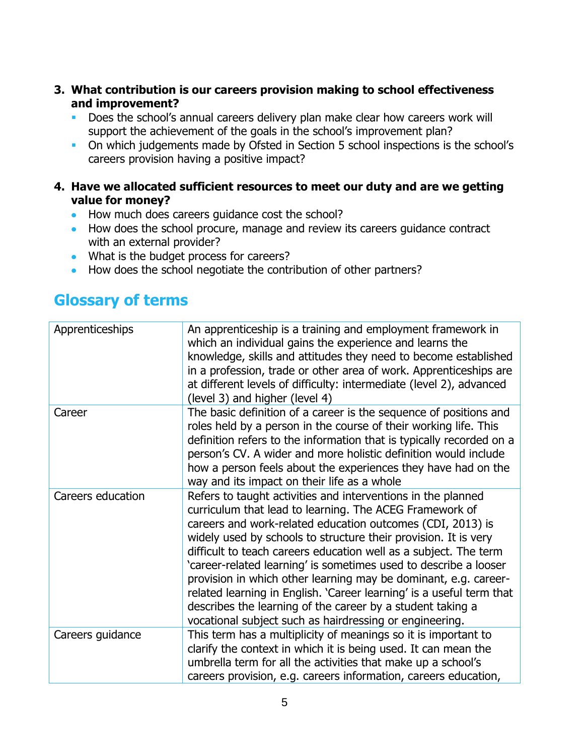3. **What contribution is our careers provision making to school effectiveness and improvement?**
    - Does the school's annual careers delivery plan make clear how careers work will support the achievement of the goals in the school's improvement plan?
    - On which judgements made by Ofsted in Section 5 school inspections is the school's careers provision having a positive impact?

4. **Have we allocated sufficient resources to meet our duty and are we getting value for money?**
    - How much does careers guidance cost the school?
    - How does the school procure, manage and review its careers guidance contract with an external provider?
    - What is the budget process for careers?
    - How does the school negotiate the contribution of other partners?

## Glossary of terms

| | |
|---|---|
| Apprenticeships | An apprenticeship is a training and employment framework in which an individual gains the experience and learns the knowledge, skills and attitudes they need to become established in a profession, trade or other area of work. Apprenticeships are at different levels of difficulty: intermediate (level 2), advanced (level 3) and higher (level 4) |
| Career | The basic definition of a career is the sequence of positions and roles held by a person in the course of their working life. This definition refers to the information that is typically recorded on a person's CV. A wider and more holistic definition would include how a person feels about the experiences they have had on the way and its impact on their life as a whole |
| Careers education | Refers to taught activities and interventions in the planned curriculum that lead to learning. The ACEG Framework of careers and work-related education outcomes (CDI, 2013) is widely used by schools to structure their provision. It is very difficult to teach careers education well as a subject. The term 'career-related learning' is sometimes used to describe a looser provision in which other learning may be dominant, e.g. career-related learning in English. 'Career learning' is a useful term that describes the learning of the career by a student taking a vocational subject such as hairdressing or engineering. |
| Careers guidance | This term has a multiplicity of meanings so it is important to clarify the context in which it is being used. It can mean the umbrella term for all the activities that make up a school's careers provision, e.g. careers information, careers education, |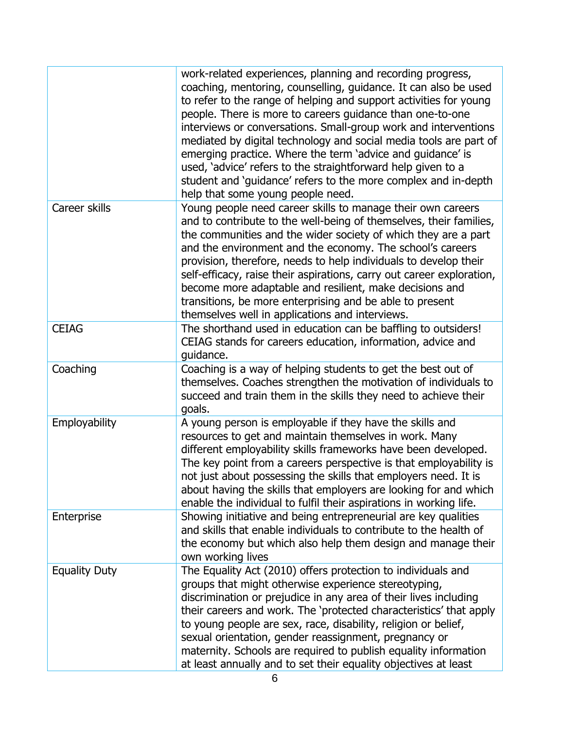| | |
|---|---|
| | work-related experiences, planning and recording progress, coaching, mentoring, counselling, guidance. It can also be used to refer to the range of helping and support activities for young people. There is more to careers guidance than one-to-one interviews or conversations. Small-group work and interventions mediated by digital technology and social media tools are part of emerging practice. Where the term 'advice and guidance' is used, 'advice' refers to the straightforward help given to a student and 'guidance' refers to the more complex and in-depth help that some young people need. |
| Career skills | Young people need career skills to manage their own careers and to contribute to the well-being of themselves, their families, the communities and the wider society of which they are a part and the environment and the economy. The school's careers provision, therefore, needs to help individuals to develop their self-efficacy, raise their aspirations, carry out career exploration, become more adaptable and resilient, make decisions and transitions, be more enterprising and be able to present themselves well in applications and interviews. |
| CEIAG | The shorthand used in education can be baffling to outsiders! CEIAG stands for careers education, information, advice and guidance. |
| Coaching | Coaching is a way of helping students to get the best out of themselves. Coaches strengthen the motivation of individuals to succeed and train them in the skills they need to achieve their goals. |
| Employability | A young person is employable if they have the skills and resources to get and maintain themselves in work. Many different employability skills frameworks have been developed. The key point from a careers perspective is that employability is not just about possessing the skills that employers need. It is about having the skills that employers are looking for and which enable the individual to fulfil their aspirations in working life. |
| Enterprise | Showing initiative and being entrepreneurial are key qualities and skills that enable individuals to contribute to the health of the economy but which also help them design and manage their own working lives |
| Equality Duty | The Equality Act (2010) offers protection to individuals and groups that might otherwise experience stereotyping, discrimination or prejudice in any area of their lives including their careers and work. The 'protected characteristics' that apply to young people are sex, race, disability, religion or belief, sexual orientation, gender reassignment, pregnancy or maternity. Schools are required to publish equality information at least annually and to set their equality objectives at least |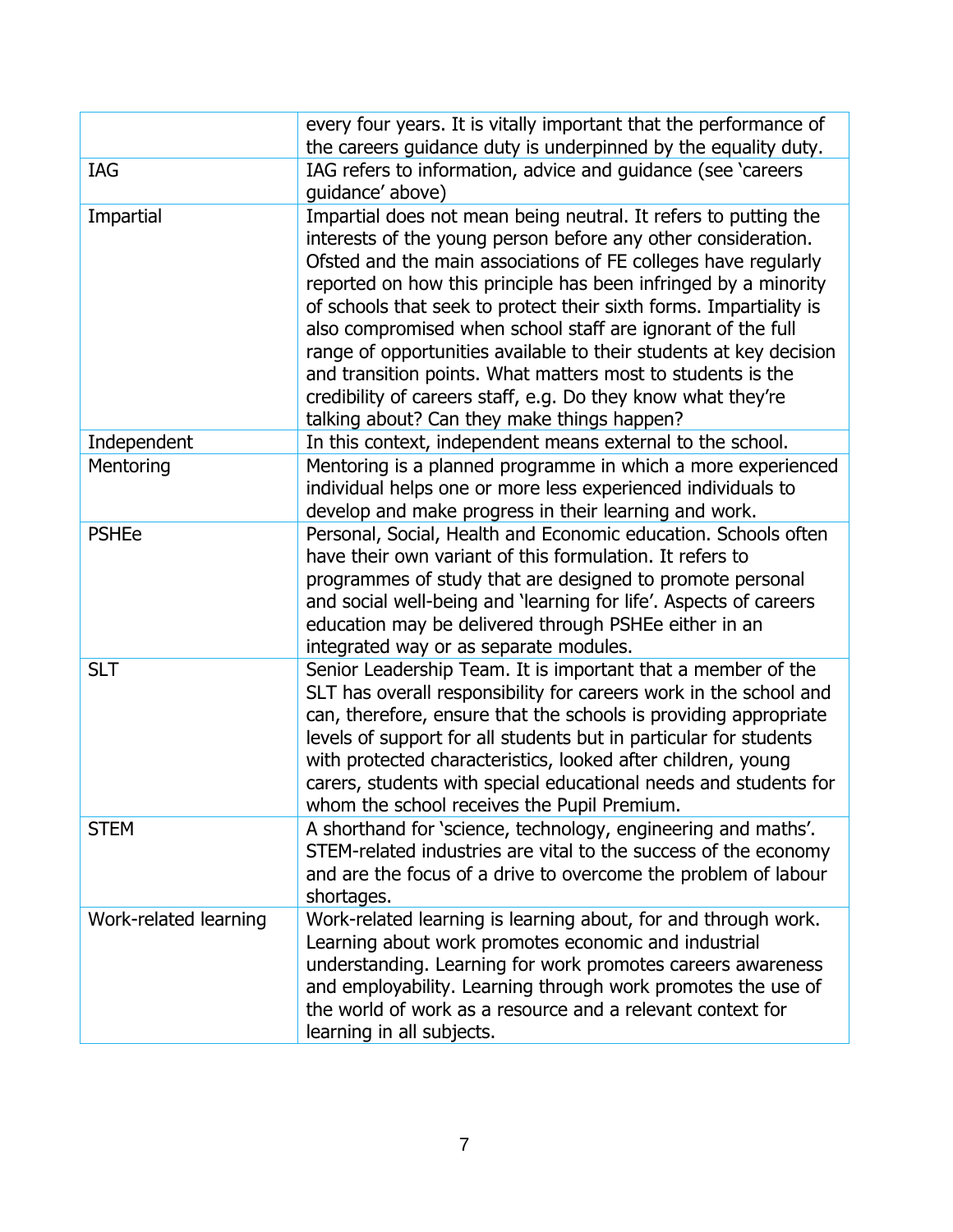| | |
|---|---|
| | every four years. It is vitally important that the performance of the careers guidance duty is underpinned by the equality duty. |
| IAG | IAG refers to information, advice and guidance (see 'careers guidance' above) |
| Impartial | Impartial does not mean being neutral. It refers to putting the interests of the young person before any other consideration. Ofsted and the main associations of FE colleges have regularly reported on how this principle has been infringed by a minority of schools that seek to protect their sixth forms. Impartiality is also compromised when school staff are ignorant of the full range of opportunities available to their students at key decision and transition points. What matters most to students is the credibility of careers staff, e.g. Do they know what they're talking about? Can they make things happen? |
| Independent | In this context, independent means external to the school. |
| Mentoring | Mentoring is a planned programme in which a more experienced individual helps one or more less experienced individuals to develop and make progress in their learning and work. |
| PSHEe | Personal, Social, Health and Economic education. Schools often have their own variant of this formulation. It refers to programmes of study that are designed to promote personal and social well-being and 'learning for life'. Aspects of careers education may be delivered through PSHEe either in an integrated way or as separate modules. |
| SLT | Senior Leadership Team. It is important that a member of the SLT has overall responsibility for careers work in the school and can, therefore, ensure that the schools is providing appropriate levels of support for all students but in particular for students with protected characteristics, looked after children, young carers, students with special educational needs and students for whom the school receives the Pupil Premium. |
| STEM | A shorthand for 'science, technology, engineering and maths'. STEM-related industries are vital to the success of the economy and are the focus of a drive to overcome the problem of labour shortages. |
| Work-related learning | Work-related learning is learning about, for and through work. Learning about work promotes economic and industrial understanding. Learning for work promotes careers awareness and employability. Learning through work promotes the use of the world of work as a resource and a relevant context for learning in all subjects. |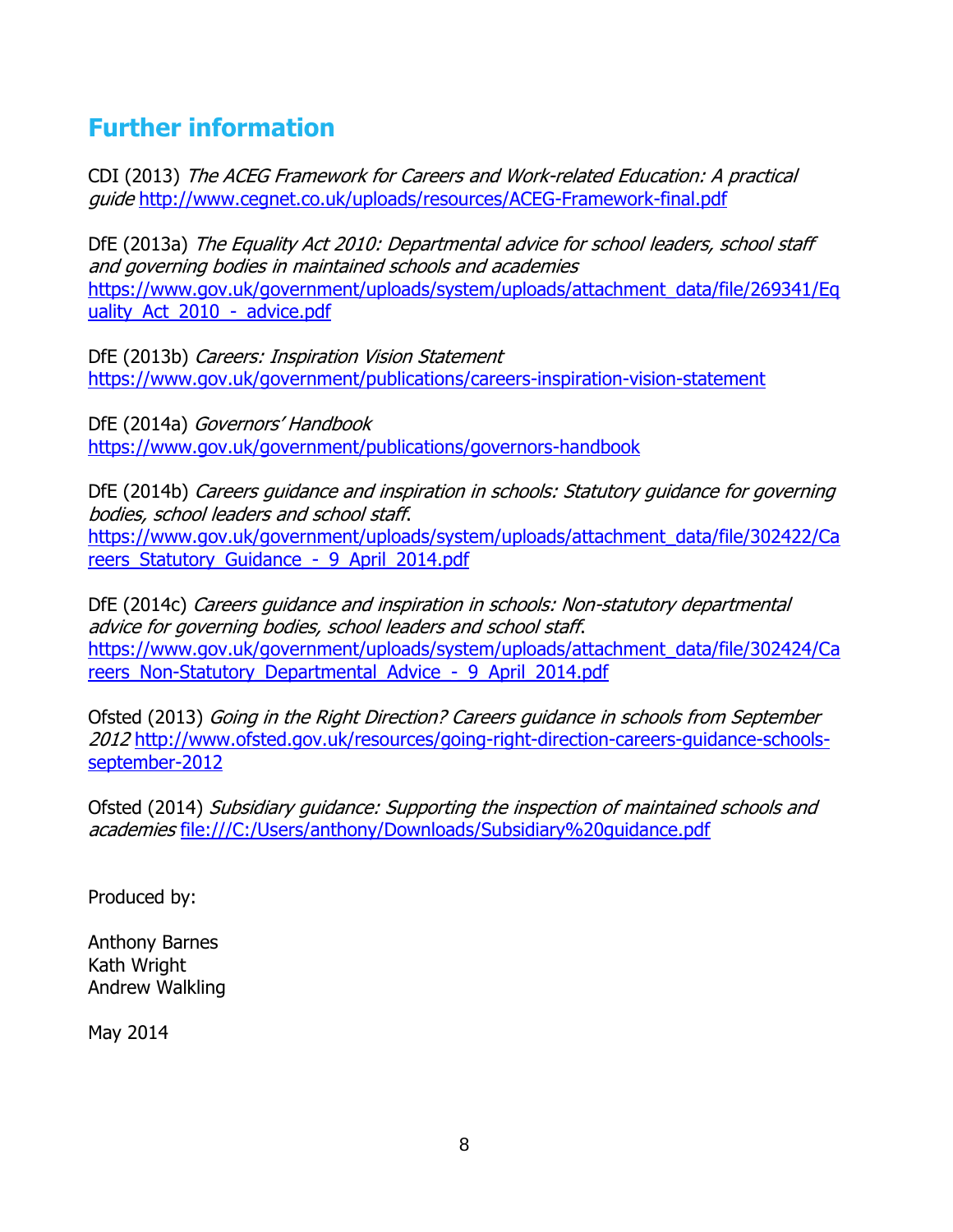## Further information

CDI (2013) *The ACEG Framework for Careers and Work-related Education: A practical guide* http://www.cegnet.co.uk/uploads/resources/ACEG-Framework-final.pdf

DfE (2013a) *The Equality Act 2010: Departmental advice for school leaders, school staff and governing bodies in maintained schools and academies* https://www.gov.uk/government/uploads/system/uploads/attachment_data/file/269341/Equality_Act_2010_-_advice.pdf

DfE (2013b) *Careers: Inspiration Vision Statement* https://www.gov.uk/government/publications/careers-inspiration-vision-statement

DfE (2014a) *Governors' Handbook* https://www.gov.uk/government/publications/governors-handbook

DfE (2014b) *Careers guidance and inspiration in schools: Statutory guidance for governing bodies, school leaders and school staff*. https://www.gov.uk/government/uploads/system/uploads/attachment_data/file/302422/Careers_Statutory_Guidance_-_9_April_2014.pdf

DfE (2014c) *Careers guidance and inspiration in schools: Non-statutory departmental advice for governing bodies, school leaders and school staff*. https://www.gov.uk/government/uploads/system/uploads/attachment_data/file/302424/Careers_Non-Statutory_Departmental_Advice_-_9_April_2014.pdf

Ofsted (2013) *Going in the Right Direction? Careers guidance in schools from September 2012* http://www.ofsted.gov.uk/resources/going-right-direction-careers-guidance-schools-september-2012

Ofsted (2014) *Subsidiary guidance: Supporting the inspection of maintained schools and academies* file:///C:/Users/anthony/Downloads/Subsidiary%20guidance.pdf

Produced by:

Anthony Barnes
Kath Wright
Andrew Walkling

May 2014